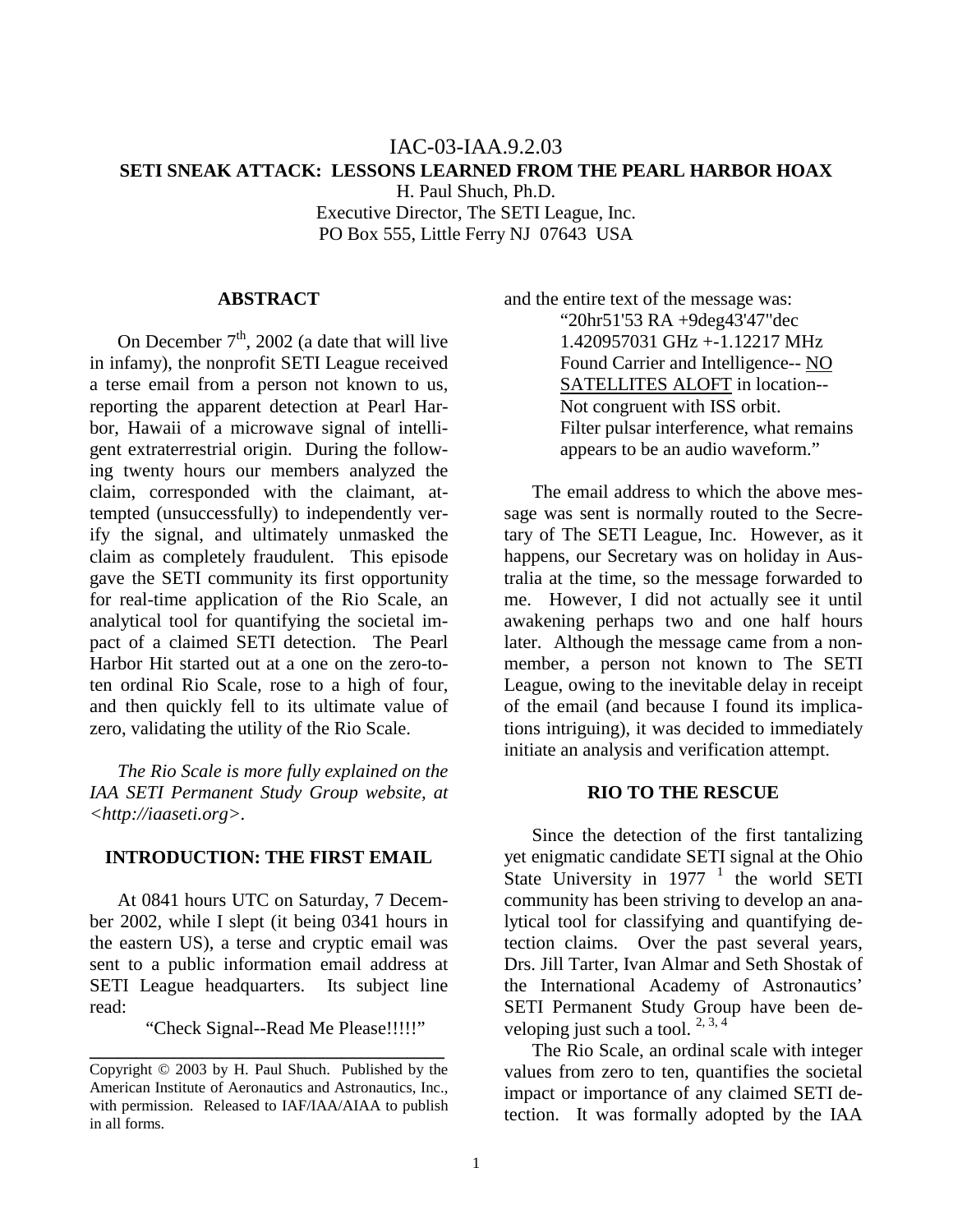# IAC-03-IAA.9.2.03

## SETI SNEAK ATTACK: LESSONS LEARNED FROM THE PEARL HARBOR HOAX

H. Paul Shuch, Ph.D.
Executive Director, The SETI League, Inc.
PO Box 555, Little Ferry NJ 07643 USA

### ABSTRACT

On December 7th, 2002 (a date that will live in infamy), the nonprofit SETI League received a terse email from a person not known to us, reporting the apparent detection at Pearl Harbor, Hawaii of a microwave signal of intelligent extraterrestrial origin. During the following twenty hours our members analyzed the claim, corresponded with the claimant, attempted (unsuccessfully) to independently verify the signal, and ultimately unmasked the claim as completely fraudulent. This episode gave the SETI community its first opportunity for real-time application of the Rio Scale, an analytical tool for quantifying the societal impact of a claimed SETI detection. The Pearl Harbor Hit started out at a one on the zero-to-ten ordinal Rio Scale, rose to a high of four, and then quickly fell to its ultimate value of zero, validating the utility of the Rio Scale.

*The Rio Scale is more fully explained on the IAA SETI Permanent Study Group website, at <http://iaaseti.org>.*

### INTRODUCTION: THE FIRST EMAIL

At 0841 hours UTC on Saturday, 7 December 2002, while I slept (it being 0341 hours in the eastern US), a terse and cryptic email was sent to a public information email address at SETI League headquarters. Its subject line read:

> "Check Signal--Read Me Please!!!!!"

and the entire text of the message was:

> "20hr51'53 RA +9deg43'47"dec
> 1.420957031 GHz +-1.12217 MHz
> Found Carrier and Intelligence-- NO SATELLITES ALOFT in location--
> Not congruent with ISS orbit.
> Filter pulsar interference, what remains appears to be an audio waveform."

The email address to which the above message was sent is normally routed to the Secretary of The SETI League, Inc. However, as it happens, our Secretary was on holiday in Australia at the time, so the message forwarded to me. However, I did not actually see it until awakening perhaps two and one half hours later. Although the message came from a nonmember, a person not known to The SETI League, owing to the inevitable delay in receipt of the email (and because I found its implications intriguing), it was decided to immediately initiate an analysis and verification attempt.

### RIO TO THE RESCUE

Since the detection of the first tantalizing yet enigmatic candidate SETI signal at the Ohio State University in 1977 [1] the world SETI community has been striving to develop an analytical tool for classifying and quantifying detection claims. Over the past several years, Drs. Jill Tarter, Ivan Almar and Seth Shostak of the International Academy of Astronautics' SETI Permanent Study Group have been developing just such a tool. [2, 3, 4]

The Rio Scale, an ordinal scale with integer values from zero to ten, quantifies the societal impact or importance of any claimed SETI detection. It was formally adopted by the IAA

---

Copyright © 2003 by H. Paul Shuch. Published by the American Institute of Aeronautics and Astronautics, Inc., with permission. Released to IAF/IAA/AIAA to publish in all forms.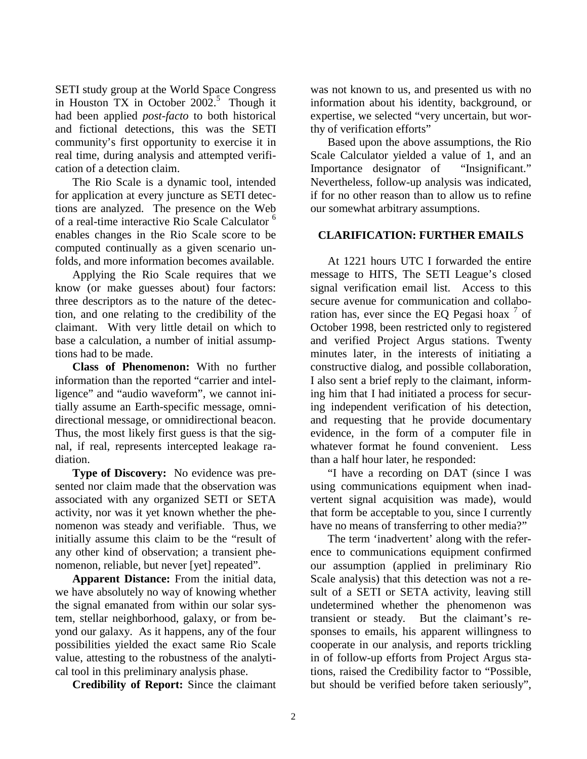SETI study group at the World Space Congress in Houston TX in October 2002.[5] Though it had been applied *post-facto* to both historical and fictional detections, this was the SETI community's first opportunity to exercise it in real time, during analysis and attempted verification of a detection claim.

The Rio Scale is a dynamic tool, intended for application at every juncture as SETI detections are analyzed. The presence on the Web of a real-time interactive Rio Scale Calculator [6] enables changes in the Rio Scale score to be computed continually as a given scenario unfolds, and more information becomes available.

Applying the Rio Scale requires that we know (or make guesses about) four factors: three descriptors as to the nature of the detection, and one relating to the credibility of the claimant. With very little detail on which to base a calculation, a number of initial assumptions had to be made.

**Class of Phenomenon:** With no further information than the reported "carrier and intelligence" and "audio waveform", we cannot initially assume an Earth-specific message, omnidirectional message, or omnidirectional beacon. Thus, the most likely first guess is that the signal, if real, represents intercepted leakage radiation.

**Type of Discovery:** No evidence was presented nor claim made that the observation was associated with any organized SETI or SETA activity, nor was it yet known whether the phenomenon was steady and verifiable. Thus, we initially assume this claim to be the "result of any other kind of observation; a transient phenomenon, reliable, but never [yet] repeated".

**Apparent Distance:** From the initial data, we have absolutely no way of knowing whether the signal emanated from within our solar system, stellar neighborhood, galaxy, or from beyond our galaxy. As it happens, any of the four possibilities yielded the exact same Rio Scale value, attesting to the robustness of the analytical tool in this preliminary analysis phase.

**Credibility of Report:** Since the claimant was not known to us, and presented us with no information about his identity, background, or expertise, we selected "very uncertain, but worthy of verification efforts"

Based upon the above assumptions, the Rio Scale Calculator yielded a value of 1, and an Importance designator of "Insignificant." Nevertheless, follow-up analysis was indicated, if for no other reason than to allow us to refine our somewhat arbitrary assumptions.

## CLARIFICATION: FURTHER EMAILS

At 1221 hours UTC I forwarded the entire message to HITS, The SETI League's closed signal verification email list. Access to this secure avenue for communication and collaboration has, ever since the EQ Pegasi hoax [7] of October 1998, been restricted only to registered and verified Project Argus stations. Twenty minutes later, in the interests of initiating a constructive dialog, and possible collaboration, I also sent a brief reply to the claimant, informing him that I had initiated a process for securing independent verification of his detection, and requesting that he provide documentary evidence, in the form of a computer file in whatever format he found convenient. Less than a half hour later, he responded:

"I have a recording on DAT (since I was using communications equipment when inadvertent signal acquisition was made), would that form be acceptable to you, since I currently have no means of transferring to other media?"

The term 'inadvertent' along with the reference to communications equipment confirmed our assumption (applied in preliminary Rio Scale analysis) that this detection was not a result of a SETI or SETA activity, leaving still undetermined whether the phenomenon was transient or steady. But the claimant's responses to emails, his apparent willingness to cooperate in our analysis, and reports trickling in of follow-up efforts from Project Argus stations, raised the Credibility factor to "Possible, but should be verified before taken seriously",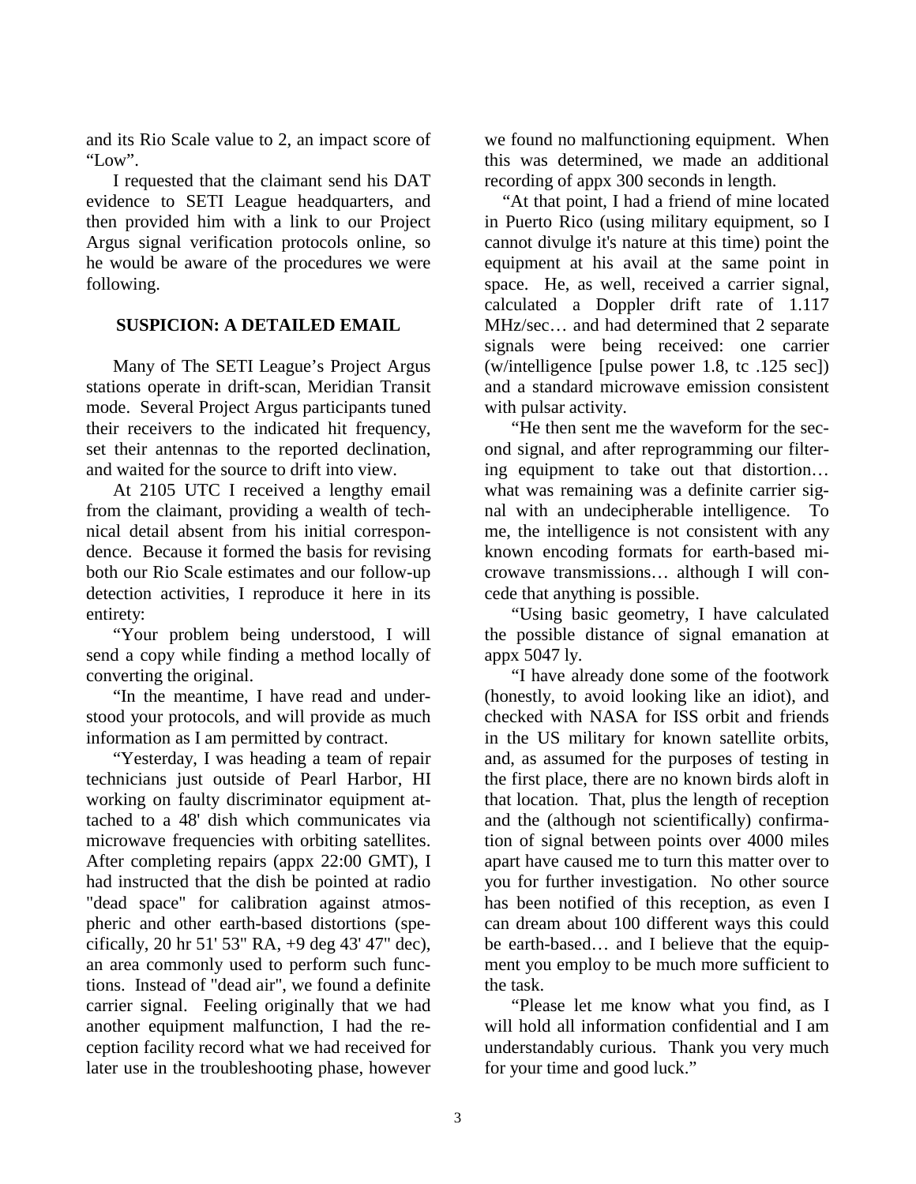and its Rio Scale value to 2, an impact score of "Low".

I requested that the claimant send his DAT evidence to SETI League headquarters, and then provided him with a link to our Project Argus signal verification protocols online, so he would be aware of the procedures we were following.

### SUSPICION: A DETAILED EMAIL

Many of The SETI League's Project Argus stations operate in drift-scan, Meridian Transit mode. Several Project Argus participants tuned their receivers to the indicated hit frequency, set their antennas to the reported declination, and waited for the source to drift into view.

At 2105 UTC I received a lengthy email from the claimant, providing a wealth of technical detail absent from his initial correspondence. Because it formed the basis for revising both our Rio Scale estimates and our follow-up detection activities, I reproduce it here in its entirety:

"Your problem being understood, I will send a copy while finding a method locally of converting the original.

"In the meantime, I have read and understood your protocols, and will provide as much information as I am permitted by contract.

"Yesterday, I was heading a team of repair technicians just outside of Pearl Harbor, HI working on faulty discriminator equipment attached to a 48' dish which communicates via microwave frequencies with orbiting satellites. After completing repairs (appx 22:00 GMT), I had instructed that the dish be pointed at radio "dead space" for calibration against atmospheric and other earth-based distortions (specifically, 20 hr 51' 53" RA, +9 deg 43' 47" dec), an area commonly used to perform such functions. Instead of "dead air", we found a definite carrier signal. Feeling originally that we had another equipment malfunction, I had the reception facility record what we had received for later use in the troubleshooting phase, however we found no malfunctioning equipment. When this was determined, we made an additional recording of appx 300 seconds in length.

"At that point, I had a friend of mine located in Puerto Rico (using military equipment, so I cannot divulge it's nature at this time) point the equipment at his avail at the same point in space. He, as well, received a carrier signal, calculated a Doppler drift rate of 1.117 MHz/sec… and had determined that 2 separate signals were being received: one carrier (w/intelligence [pulse power 1.8, tc .125 sec]) and a standard microwave emission consistent with pulsar activity.

"He then sent me the waveform for the second signal, and after reprogramming our filtering equipment to take out that distortion… what was remaining was a definite carrier signal with an undecipherable intelligence. To me, the intelligence is not consistent with any known encoding formats for earth-based microwave transmissions… although I will concede that anything is possible.

"Using basic geometry, I have calculated the possible distance of signal emanation at appx 5047 ly.

"I have already done some of the footwork (honestly, to avoid looking like an idiot), and checked with NASA for ISS orbit and friends in the US military for known satellite orbits, and, as assumed for the purposes of testing in the first place, there are no known birds aloft in that location. That, plus the length of reception and the (although not scientifically) confirmation of signal between points over 4000 miles apart have caused me to turn this matter over to you for further investigation. No other source has been notified of this reception, as even I can dream about 100 different ways this could be earth-based… and I believe that the equipment you employ to be much more sufficient to the task.

"Please let me know what you find, as I will hold all information confidential and I am understandably curious. Thank you very much for your time and good luck."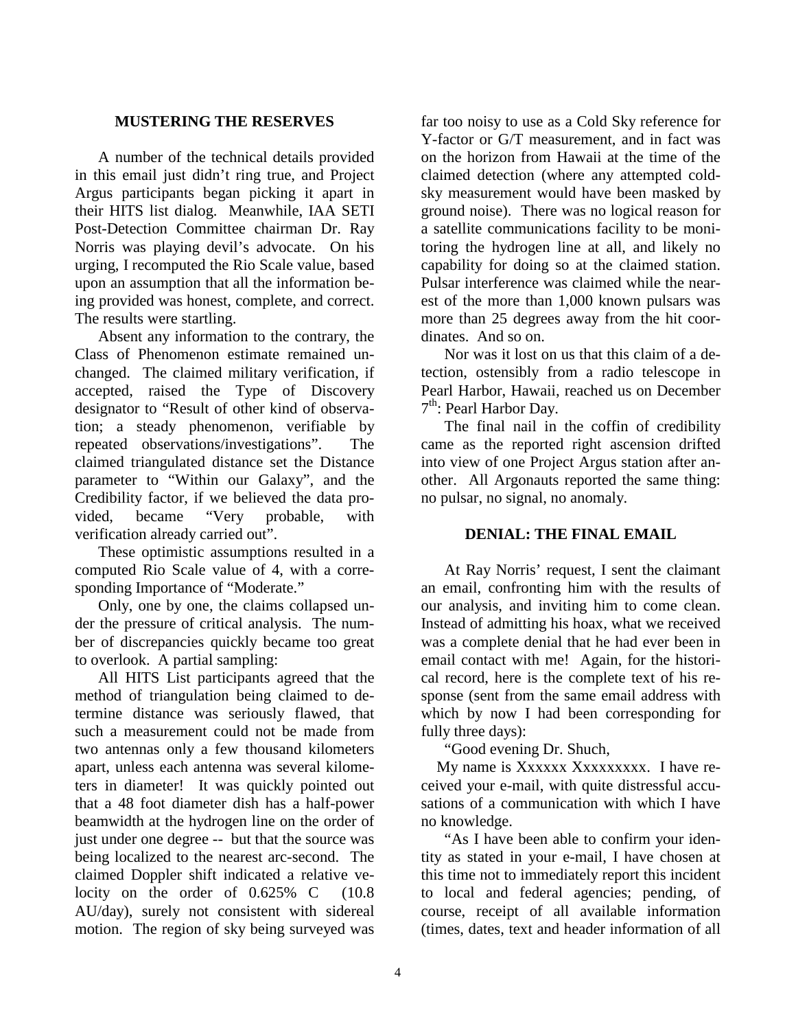## MUSTERING THE RESERVES

A number of the technical details provided in this email just didn't ring true, and Project Argus participants began picking it apart in their HITS list dialog. Meanwhile, IAA SETI Post-Detection Committee chairman Dr. Ray Norris was playing devil's advocate. On his urging, I recomputed the Rio Scale value, based upon an assumption that all the information being provided was honest, complete, and correct. The results were startling.

Absent any information to the contrary, the Class of Phenomenon estimate remained unchanged. The claimed military verification, if accepted, raised the Type of Discovery designator to "Result of other kind of observation; a steady phenomenon, verifiable by repeated observations/investigations". The claimed triangulated distance set the Distance parameter to "Within our Galaxy", and the Credibility factor, if we believed the data provided, became "Very probable, with verification already carried out".

These optimistic assumptions resulted in a computed Rio Scale value of 4, with a corresponding Importance of "Moderate."

Only, one by one, the claims collapsed under the pressure of critical analysis. The number of discrepancies quickly became too great to overlook. A partial sampling:

All HITS List participants agreed that the method of triangulation being claimed to determine distance was seriously flawed, that such a measurement could not be made from two antennas only a few thousand kilometers apart, unless each antenna was several kilometers in diameter! It was quickly pointed out that a 48 foot diameter dish has a half-power beamwidth at the hydrogen line on the order of just under one degree -- but that the source was being localized to the nearest arc-second. The claimed Doppler shift indicated a relative velocity on the order of 0.625% C (10.8 AU/day), surely not consistent with sidereal motion. The region of sky being surveyed was far too noisy to use as a Cold Sky reference for Y-factor or G/T measurement, and in fact was on the horizon from Hawaii at the time of the claimed detection (where any attempted cold-sky measurement would have been masked by ground noise). There was no logical reason for a satellite communications facility to be monitoring the hydrogen line at all, and likely no capability for doing so at the claimed station. Pulsar interference was claimed while the nearest of the more than 1,000 known pulsars was more than 25 degrees away from the hit coordinates. And so on.

Nor was it lost on us that this claim of a detection, ostensibly from a radio telescope in Pearl Harbor, Hawaii, reached us on December 7th: Pearl Harbor Day.

The final nail in the coffin of credibility came as the reported right ascension drifted into view of one Project Argus station after another. All Argonauts reported the same thing: no pulsar, no signal, no anomaly.

## DENIAL: THE FINAL EMAIL

At Ray Norris' request, I sent the claimant an email, confronting him with the results of our analysis, and inviting him to come clean. Instead of admitting his hoax, what we received was a complete denial that he had ever been in email contact with me! Again, for the historical record, here is the complete text of his response (sent from the same email address with which by now I had been corresponding for fully three days):

"Good evening Dr. Shuch,

My name is Xxxxxx Xxxxxxxxx. I have received your e-mail, with quite distressful accusations of a communication with which I have no knowledge.

"As I have been able to confirm your identity as stated in your e-mail, I have chosen at this time not to immediately report this incident to local and federal agencies; pending, of course, receipt of all available information (times, dates, text and header information of all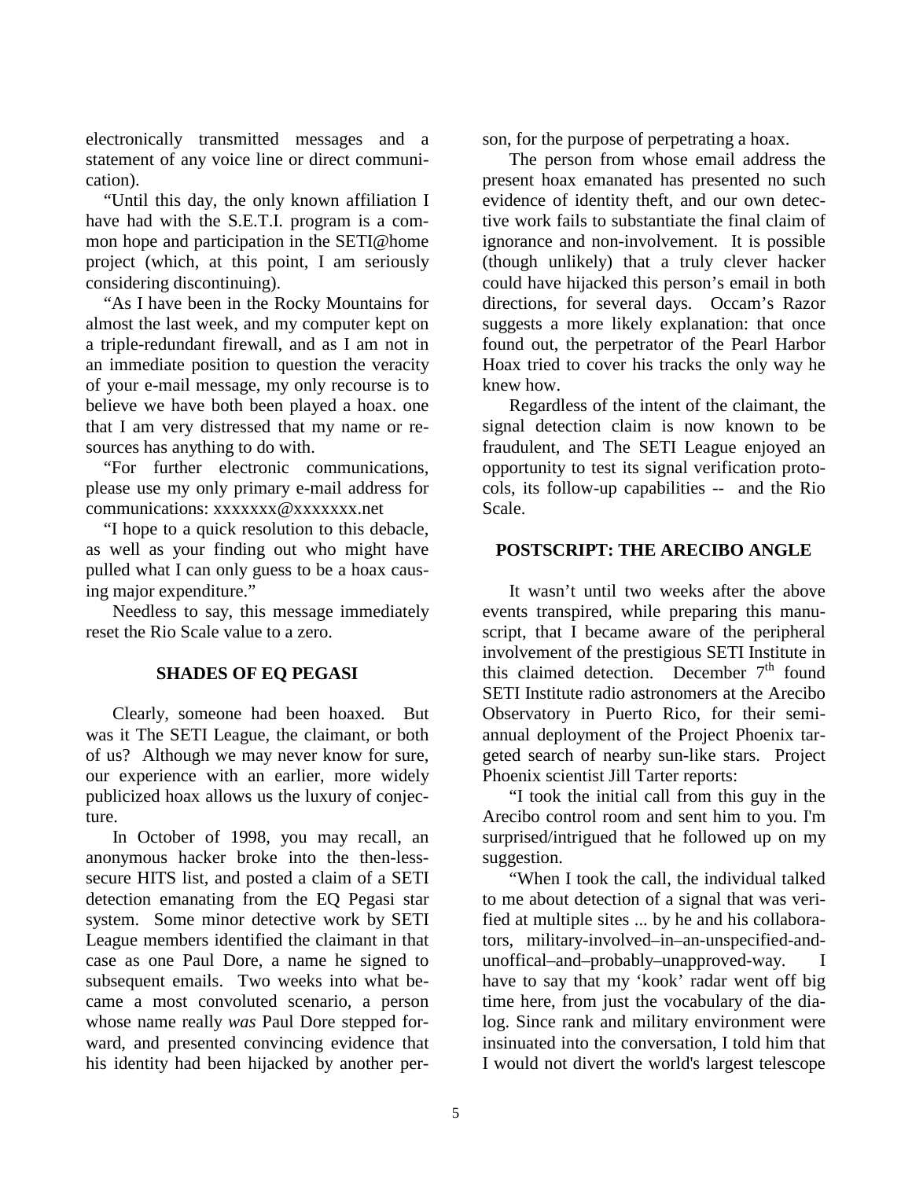electronically transmitted messages and a statement of any voice line or direct communication).

"Until this day, the only known affiliation I have had with the S.E.T.I. program is a common hope and participation in the SETI@home project (which, at this point, I am seriously considering discontinuing).

"As I have been in the Rocky Mountains for almost the last week, and my computer kept on a triple-redundant firewall, and as I am not in an immediate position to question the veracity of your e-mail message, my only recourse is to believe we have both been played a hoax. one that I am very distressed that my name or resources has anything to do with.

"For further electronic communications, please use my only primary e-mail address for communications: xxxxxxx@xxxxxxx.net

"I hope to a quick resolution to this debacle, as well as your finding out who might have pulled what I can only guess to be a hoax causing major expenditure."

Needless to say, this message immediately reset the Rio Scale value to a zero.

## SHADES OF EQ PEGASI

Clearly, someone had been hoaxed. But was it The SETI League, the claimant, or both of us? Although we may never know for sure, our experience with an earlier, more widely publicized hoax allows us the luxury of conjecture.

In October of 1998, you may recall, an anonymous hacker broke into the then-less-secure HITS list, and posted a claim of a SETI detection emanating from the EQ Pegasi star system. Some minor detective work by SETI League members identified the claimant in that case as one Paul Dore, a name he signed to subsequent emails. Two weeks into what became a most convoluted scenario, a person whose name really *was* Paul Dore stepped forward, and presented convincing evidence that his identity had been hijacked by another person, for the purpose of perpetrating a hoax.

The person from whose email address the present hoax emanated has presented no such evidence of identity theft, and our own detective work fails to substantiate the final claim of ignorance and non-involvement. It is possible (though unlikely) that a truly clever hacker could have hijacked this person's email in both directions, for several days. Occam's Razor suggests a more likely explanation: that once found out, the perpetrator of the Pearl Harbor Hoax tried to cover his tracks the only way he knew how.

Regardless of the intent of the claimant, the signal detection claim is now known to be fraudulent, and The SETI League enjoyed an opportunity to test its signal verification protocols, its follow-up capabilities -- and the Rio Scale.

## POSTSCRIPT: THE ARECIBO ANGLE

It wasn't until two weeks after the above events transpired, while preparing this manuscript, that I became aware of the peripheral involvement of the prestigious SETI Institute in this claimed detection. December 7th found SETI Institute radio astronomers at the Arecibo Observatory in Puerto Rico, for their semi-annual deployment of the Project Phoenix targeted search of nearby sun-like stars. Project Phoenix scientist Jill Tarter reports:

"I took the initial call from this guy in the Arecibo control room and sent him to you. I'm surprised/intrigued that he followed up on my suggestion.

"When I took the call, the individual talked to me about detection of a signal that was verified at multiple sites ... by he and his collaborators, military-involved–in–an-unspecified-and-unoffical–and–probably–unapproved-way. I have to say that my 'kook' radar went off big time here, from just the vocabulary of the dialog. Since rank and military environment were insinuated into the conversation, I told him that I would not divert the world's largest telescope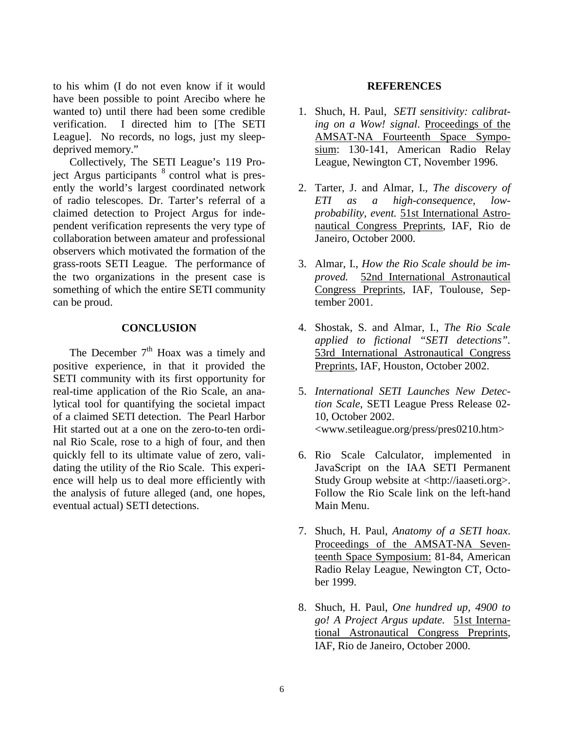to his whim (I do not even know if it would have been possible to point Arecibo where he wanted to) until there had been some credible verification. I directed him to [The SETI League]. No records, no logs, just my sleep-deprived memory."

Collectively, The SETI League's 119 Project Argus participants [8] control what is presently the world's largest coordinated network of radio telescopes. Dr. Tarter's referral of a claimed detection to Project Argus for independent verification represents the very type of collaboration between amateur and professional observers which motivated the formation of the grass-roots SETI League. The performance of the two organizations in the present case is something of which the entire SETI community can be proud.

## CONCLUSION

The December 7th Hoax was a timely and positive experience, in that it provided the SETI community with its first opportunity for real-time application of the Rio Scale, an analytical tool for quantifying the societal impact of a claimed SETI detection. The Pearl Harbor Hit started out at a one on the zero-to-ten ordinal Rio Scale, rose to a high of four, and then quickly fell to its ultimate value of zero, validating the utility of the Rio Scale. This experience will help us to deal more efficiently with the analysis of future alleged (and, one hopes, eventual actual) SETI detections.

## REFERENCES

1. Shuch, H. Paul, *SETI sensitivity: calibrating on a Wow! signal*. Proceedings of the AMSAT-NA Fourteenth Space Symposium: 130-141, American Radio Relay League, Newington CT, November 1996.

2. Tarter, J. and Almar, I., *The discovery of ETI as a high-consequence, low-probability, event.* 51st International Astronautical Congress Preprints, IAF, Rio de Janeiro, October 2000.

3. Almar, I., *How the Rio Scale should be improved.* 52nd International Astronautical Congress Preprints, IAF, Toulouse, September 2001.

4. Shostak, S. and Almar, I., *The Rio Scale applied to fictional "SETI detections"*. 53rd International Astronautical Congress Preprints, IAF, Houston, October 2002.

5. *International SETI Launches New Detection Scale*, SETI League Press Release 02-10, October 2002. <www.setileague.org/press/pres0210.htm>

6. Rio Scale Calculator, implemented in JavaScript on the IAA SETI Permanent Study Group website at <http://iaaseti.org>. Follow the Rio Scale link on the left-hand Main Menu.

7. Shuch, H. Paul, *Anatomy of a SETI hoax*. Proceedings of the AMSAT-NA Seventeenth Space Symposium: 81-84, American Radio Relay League, Newington CT, October 1999.

8. Shuch, H. Paul, *One hundred up, 4900 to go! A Project Argus update.* 51st International Astronautical Congress Preprints, IAF, Rio de Janeiro, October 2000.